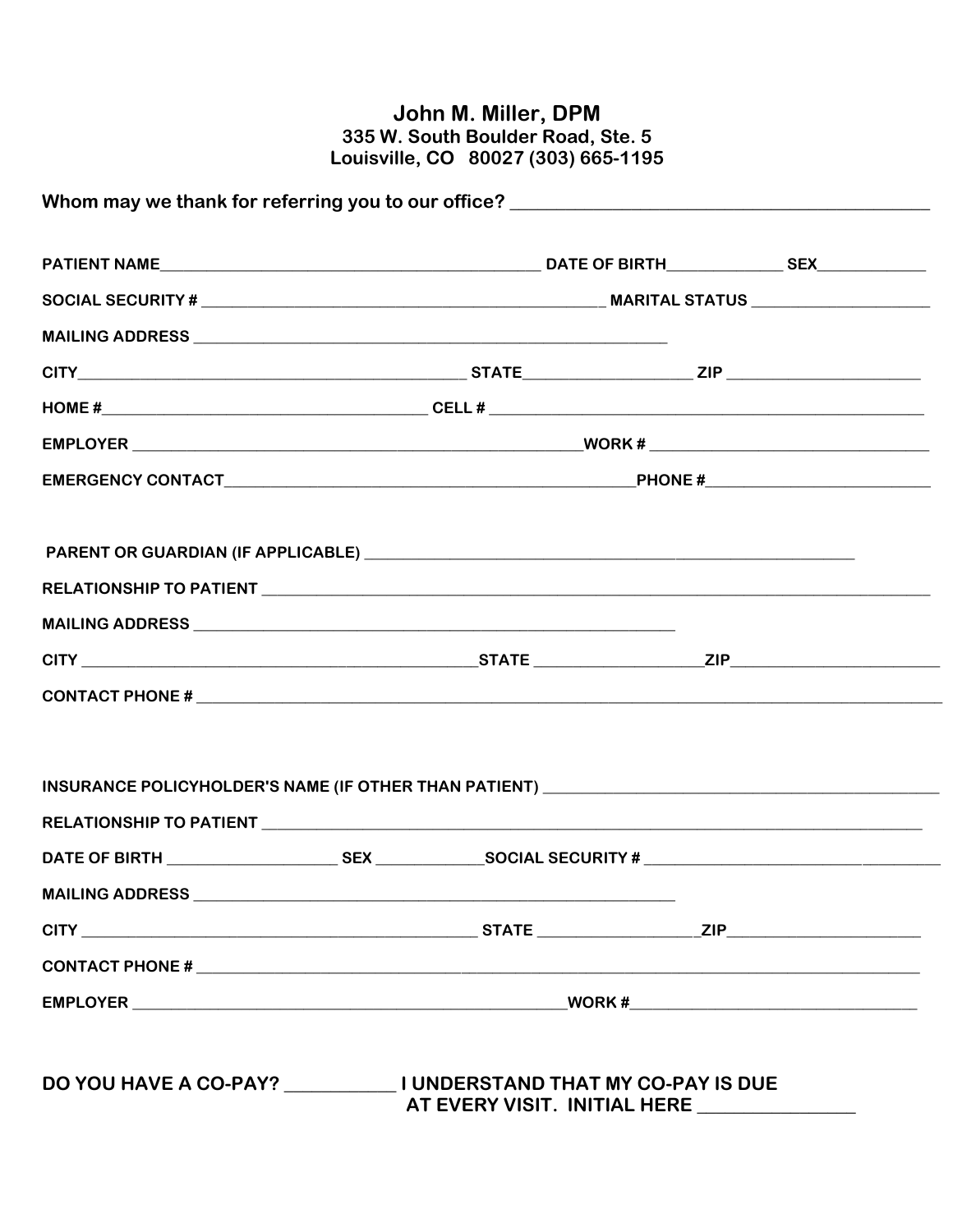# John M. Miller, DPM

**335 W. South Boulder Road, Ste. 5**
**Louisville, CO 80027 (303) 665-1195**

**Whom may we thank for referring you to our office?** _______________________________________________

**PATIENT NAME**_____________________________________________ **DATE OF BIRTH**_____________ **SEX**____________

**SOCIAL SECURITY #** _______________________________________________ **MARITAL STATUS** ____________________

**MAILING ADDRESS** _______________________________________________________

**CITY**____________________________________________ **STATE**___________________ **ZIP** ______________________

**HOME #**____________________________________ **CELL #** __________________________________________________

**EMPLOYER** ___________________________________________________**WORK #** ________________________________

**EMERGENCY CONTACT**______________________________________________**PHONE #**__________________________

**PARENT OR GUARDIAN (IF APPLICABLE)** _______________________________________________________

**RELATIONSHIP TO PATIENT** _______________________________________________________________________________

**MAILING ADDRESS** _______________________________________________________

**CITY** _____________________________________________**STATE** ___________________**ZIP**________________________

**CONTACT PHONE #** _____________________________________________________________________________________

**INSURANCE POLICYHOLDER'S NAME (IF OTHER THAN PATIENT)** _____________________________________________

**RELATIONSHIP TO PATIENT** ______________________________________________________________________________

**DATE OF BIRTH** ___________________ **SEX** ____________**SOCIAL SECURITY #** _________________________________

**MAILING ADDRESS** _______________________________________________________

**CITY** _____________________________________________ **STATE** __________________**ZIP**______________________

**CONTACT PHONE #** ____________________________________________________________________________________

**EMPLOYER** _________________________________________________**WORK #**__________________________________

**DO YOU HAVE A CO-PAY?** ___________ **I UNDERSTAND THAT MY CO-PAY IS DUE AT EVERY VISIT. INITIAL HERE** _______________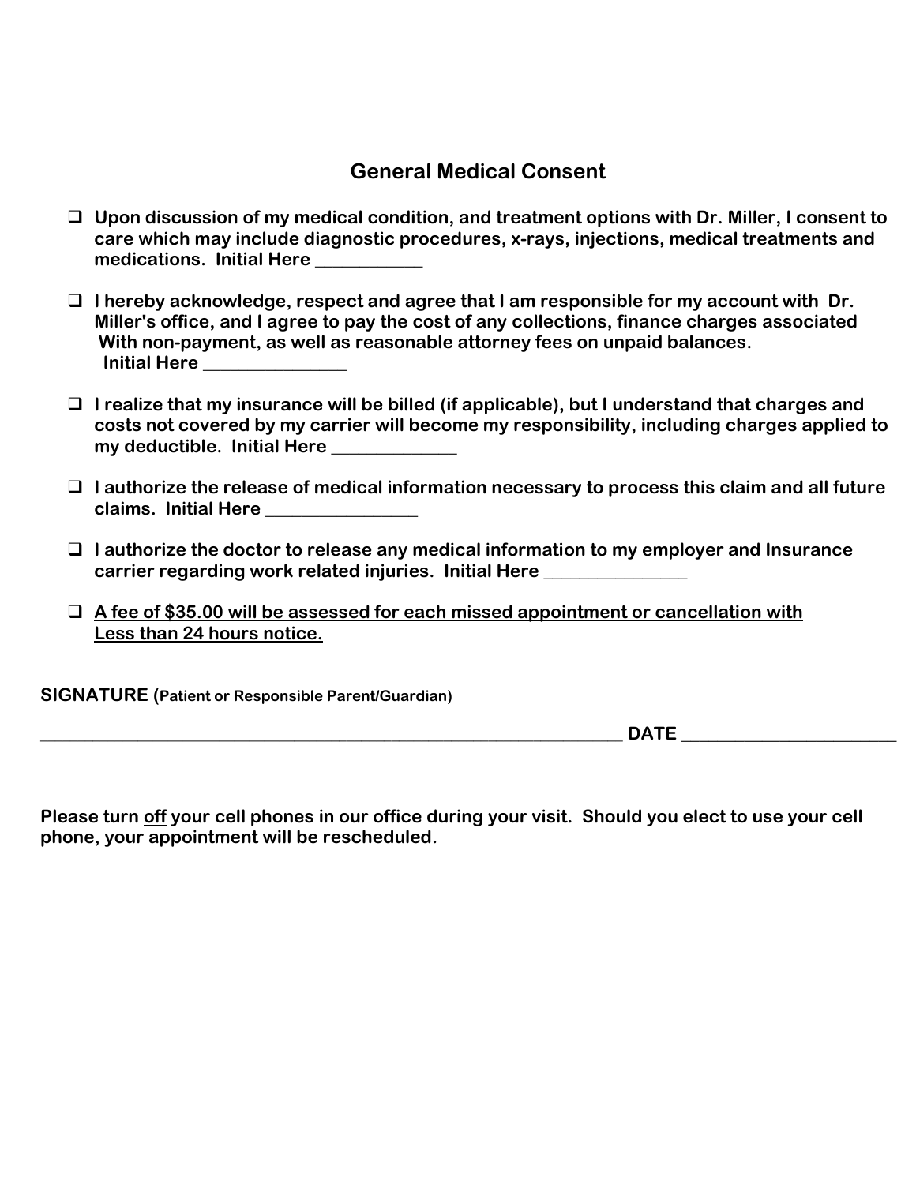## General Medical Consent

- ☐ Upon discussion of my medical condition, and treatment options with Dr. Miller, I consent to care which may include diagnostic procedures, x-rays, injections, medical treatments and medications. Initial Here ___________

- ☐ I hereby acknowledge, respect and agree that I am responsible for my account with Dr. Miller's office, and I agree to pay the cost of any collections, finance charges associated With non-payment, as well as reasonable attorney fees on unpaid balances. Initial Here _______________

- ☐ I realize that my insurance will be billed (if applicable), but I understand that charges and costs not covered by my carrier will become my responsibility, including charges applied to my deductible. Initial Here _____________

- ☐ I authorize the release of medical information necessary to process this claim and all future claims. Initial Here ________________

- ☐ I authorize the doctor to release any medical information to my employer and Insurance carrier regarding work related injuries. Initial Here _______________

- ☐ <u>A fee of $35.00 will be assessed for each missed appointment or cancellation with Less than 24 hours notice.</u>

**SIGNATURE (Patient or Responsible Parent/Guardian)**

_______________________________________________________________ **DATE** _______________________

**Please turn <u>off</u> your cell phones in our office during your visit. Should you elect to use your cell phone, your appointment will be rescheduled.**